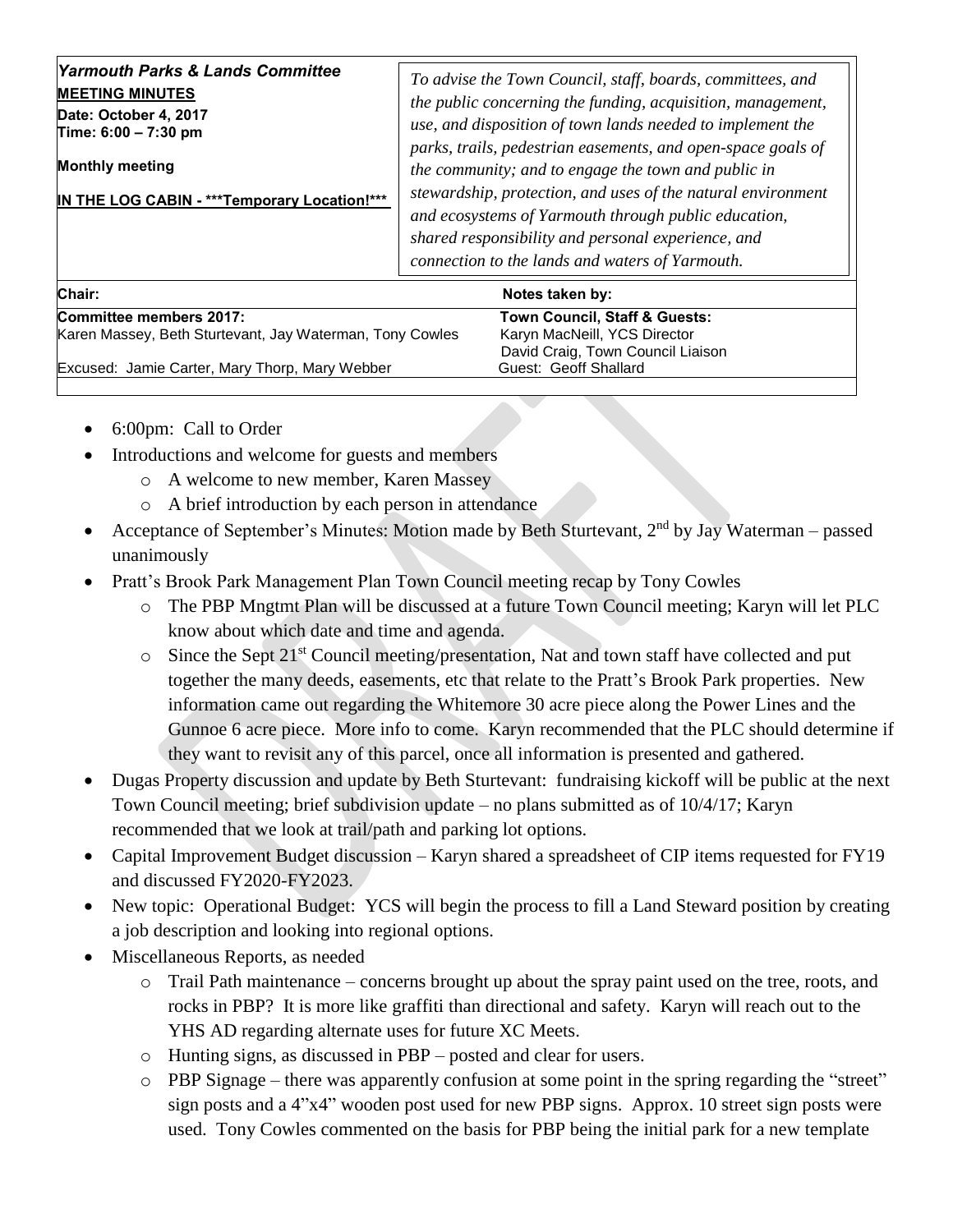| ***Yarmouth Parks & Lands Committee*** **MEETING MINUTES** **Date: October 4, 2017** **Time: 6:00 – 7:30 pm** **Monthly meeting** **IN THE LOG CABIN - \*\*\*Temporary Location!\*\*\*** | *To advise the Town Council, staff, boards, committees, and the public concerning the funding, acquisition, management, use, and disposition of town lands needed to implement the parks, trails, pedestrian easements, and open-space goals of the community; and to engage the town and public in stewardship, protection, and uses of the natural environment and ecosystems of Yarmouth through public education, shared responsibility and personal experience, and connection to the lands and waters of Yarmouth.* |
|---|---|
| **Chair:** | **Notes taken by:** |
| **Committee members 2017:** Karen Massey, Beth Sturtevant, Jay Waterman, Tony Cowles  Excused: Jamie Carter, Mary Thorp, Mary Webber | **Town Council, Staff & Guests:** Karyn MacNeill, YCS Director David Craig, Town Council Liaison Guest: Geoff Shallard |

- 6:00pm: Call to Order
- Introductions and welcome for guests and members
  - A welcome to new member, Karen Massey
  - A brief introduction by each person in attendance
- Acceptance of September's Minutes: Motion made by Beth Sturtevant, 2nd by Jay Waterman – passed unanimously
- Pratt's Brook Park Management Plan Town Council meeting recap by Tony Cowles
  - The PBP Mngtmt Plan will be discussed at a future Town Council meeting; Karyn will let PLC know about which date and time and agenda.
  - Since the Sept 21st Council meeting/presentation, Nat and town staff have collected and put together the many deeds, easements, etc that relate to the Pratt's Brook Park properties. New information came out regarding the Whitemore 30 acre piece along the Power Lines and the Gunnoe 6 acre piece. More info to come. Karyn recommended that the PLC should determine if they want to revisit any of this parcel, once all information is presented and gathered.
- Dugas Property discussion and update by Beth Sturtevant: fundraising kickoff will be public at the next Town Council meeting; brief subdivision update – no plans submitted as of 10/4/17; Karyn recommended that we look at trail/path and parking lot options.
- Capital Improvement Budget discussion – Karyn shared a spreadsheet of CIP items requested for FY19 and discussed FY2020-FY2023.
- New topic: Operational Budget: YCS will begin the process to fill a Land Steward position by creating a job description and looking into regional options.
- Miscellaneous Reports, as needed
  - Trail Path maintenance – concerns brought up about the spray paint used on the tree, roots, and rocks in PBP? It is more like graffiti than directional and safety. Karyn will reach out to the YHS AD regarding alternate uses for future XC Meets.
  - Hunting signs, as discussed in PBP – posted and clear for users.
  - PBP Signage – there was apparently confusion at some point in the spring regarding the "street" sign posts and a 4"x4" wooden post used for new PBP signs. Approx. 10 street sign posts were used. Tony Cowles commented on the basis for PBP being the initial park for a new template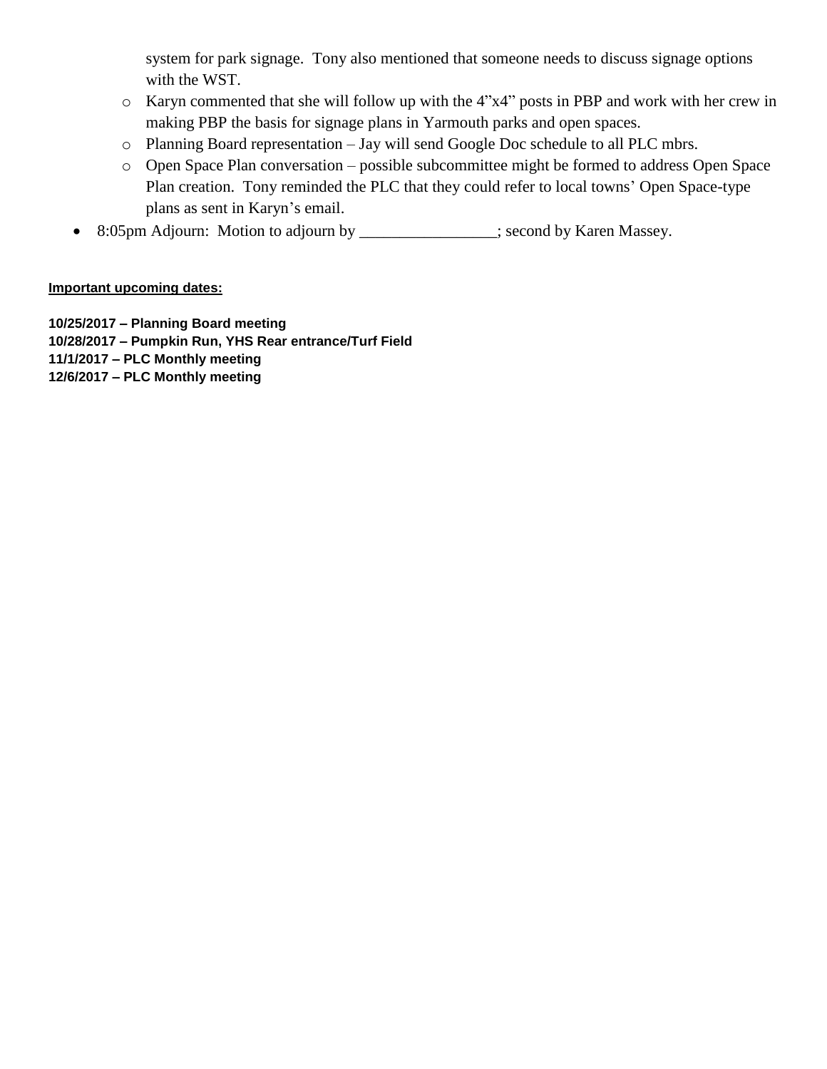system for park signage. Tony also mentioned that someone needs to discuss signage options with the WST.

- Karyn commented that she will follow up with the 4"x4" posts in PBP and work with her crew in making PBP the basis for signage plans in Yarmouth parks and open spaces.
- Planning Board representation – Jay will send Google Doc schedule to all PLC mbrs.
- Open Space Plan conversation – possible subcommittee might be formed to address Open Space Plan creation. Tony reminded the PLC that they could refer to local towns' Open Space-type plans as sent in Karyn's email.

- 8:05pm Adjourn: Motion to adjourn by _________________; second by Karen Massey.

**Important upcoming dates:**

**10/25/2017 – Planning Board meeting**
**10/28/2017 – Pumpkin Run, YHS Rear entrance/Turf Field**
**11/1/2017 – PLC Monthly meeting**
**12/6/2017 – PLC Monthly meeting**